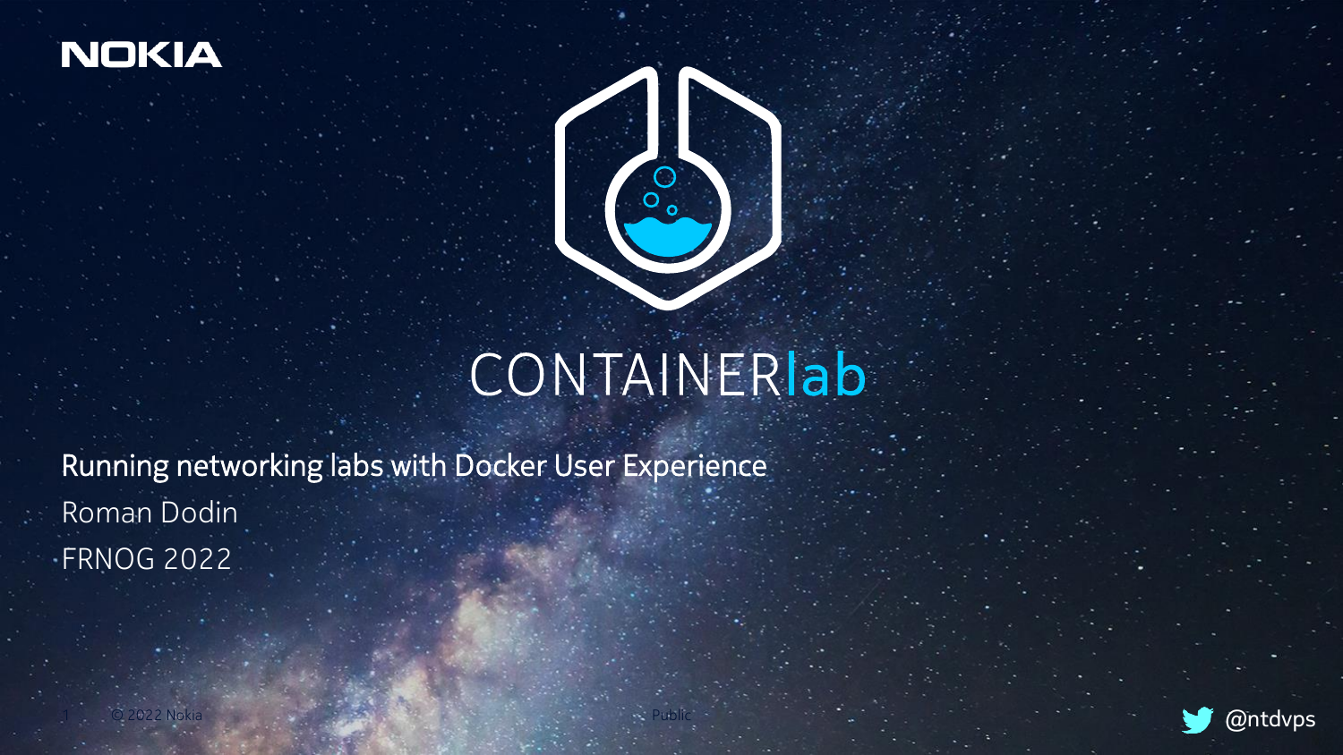NOKIA

# CONTAINERlab

**Running networking labs with Docker User Experience**

Roman Dodin

FRNOG 2022

© 2022 Nokia

Public

@ntdvps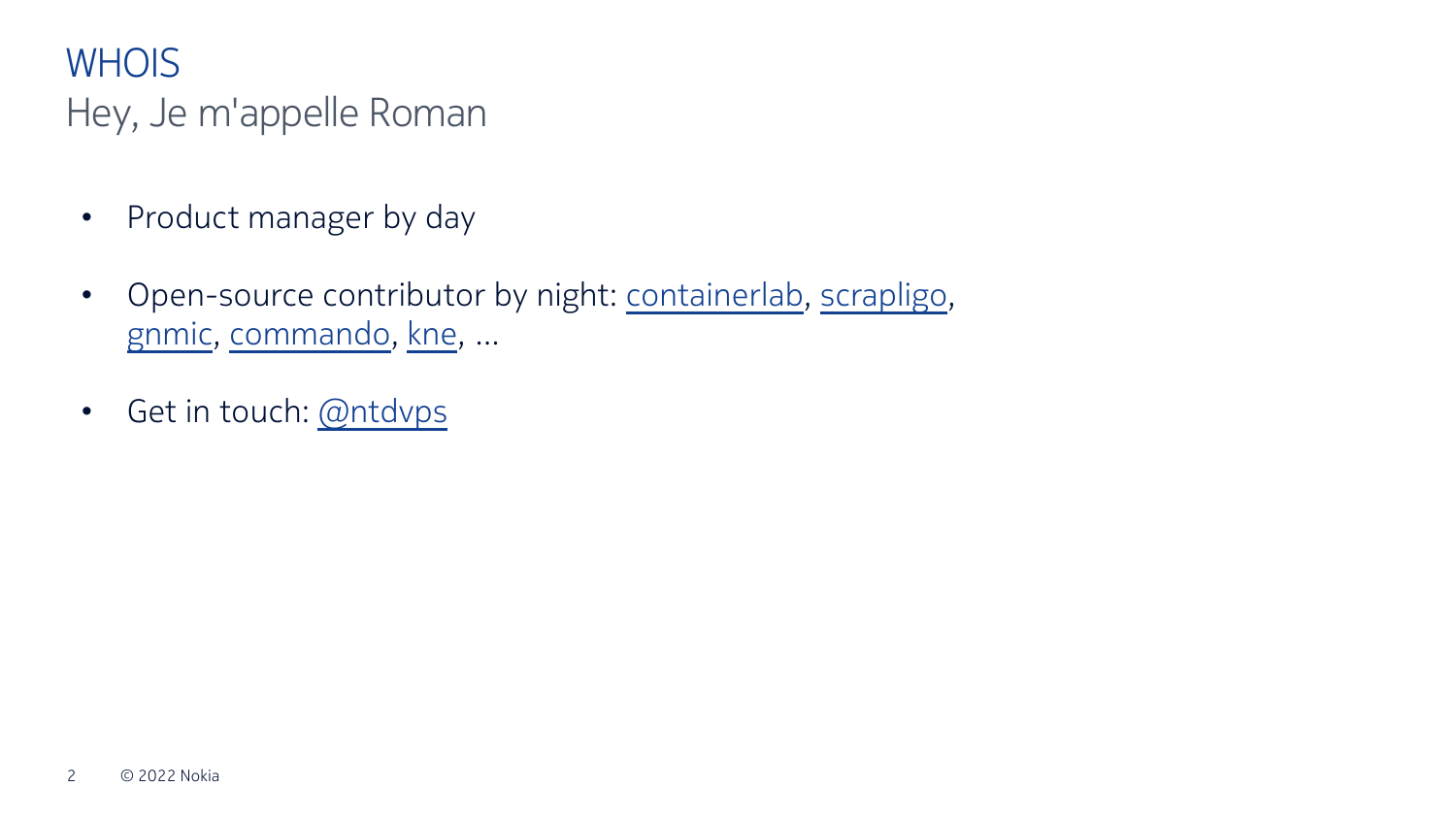# WHOIS

## Hey, Je m'appelle Roman

- Product manager by day
- Open-source contributor by night: containerlab, scrapligo, gnmic, commando, kne, ...
- Get in touch: @ntdvps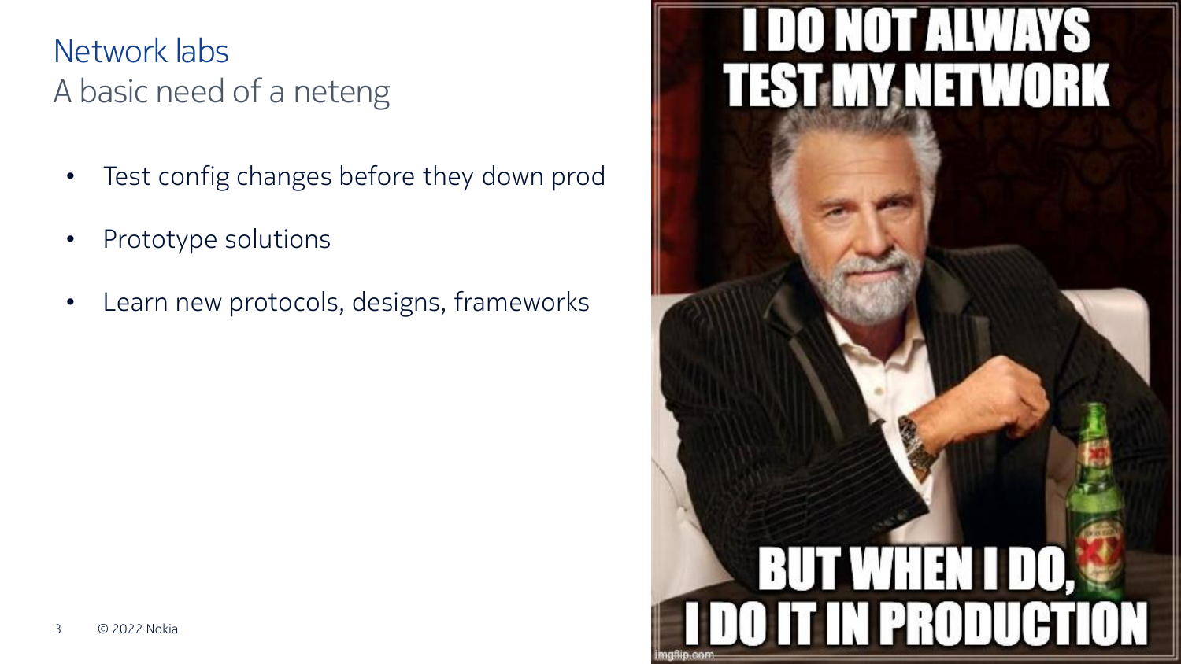# Network labs

## A basic need of a neteng

- Test config changes before they down prod
- Prototype solutions
- Learn new protocols, designs, frameworks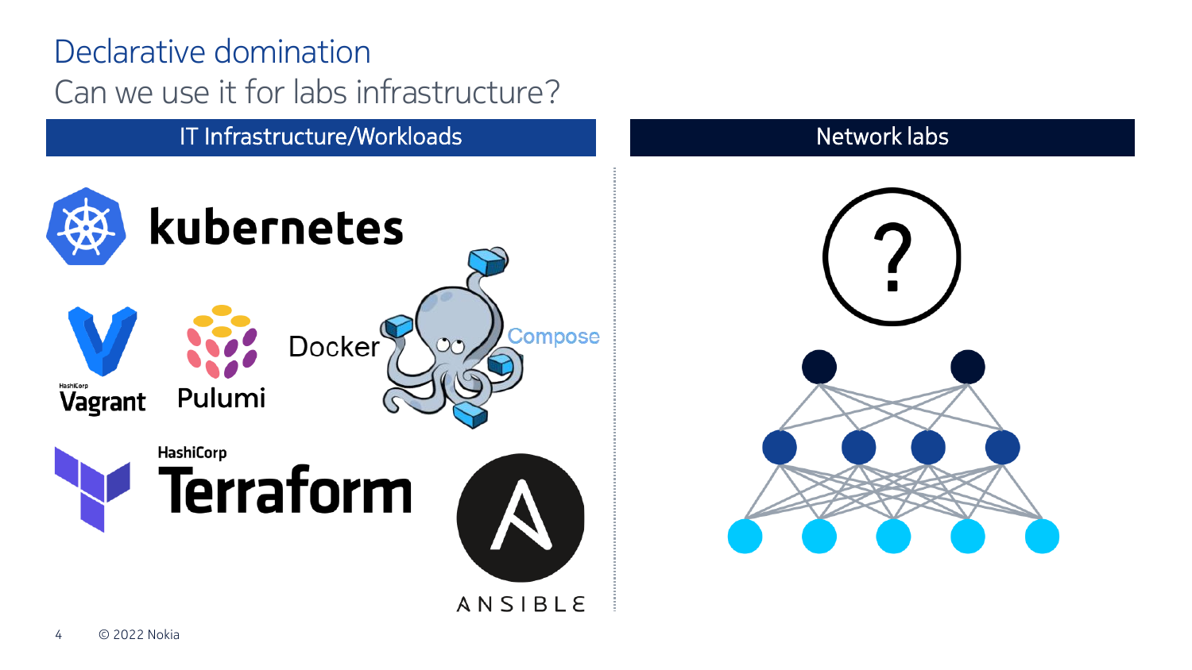# Declarative domination

## Can we use it for labs infrastructure?

| IT Infrastructure/Workloads | Network labs |
| --- | --- |
| kubernetes, Vagrant, Pulumi, Docker Compose, HashiCorp Terraform, ANSIBLE | ? |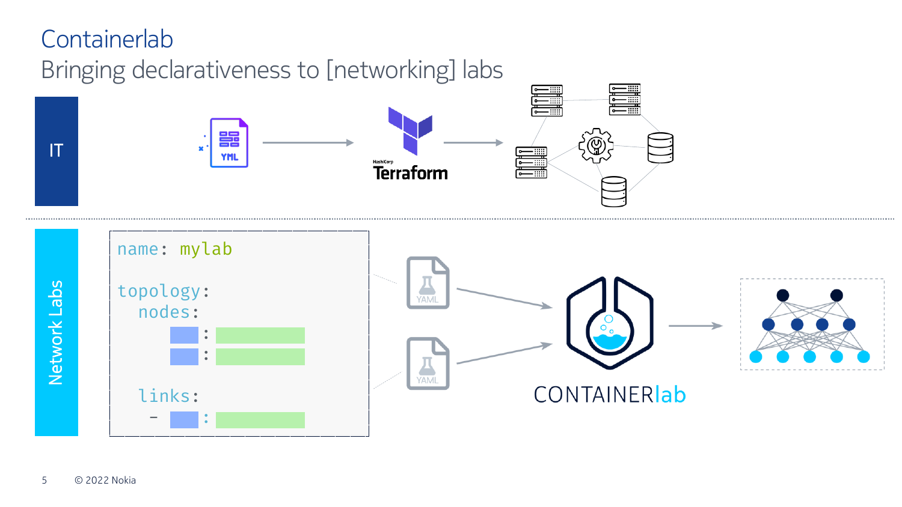# Containerlab

## Bringing declarativeness to [networking] labs

IT

YML

Terraform

Network Labs

```
name: mylab

topology:
  nodes:
    ▭ : ▭
    ▭ : ▭

  links:
    - ▭ : ▭
```

YAML

YAML

CONTAINERlab

© 2022 Nokia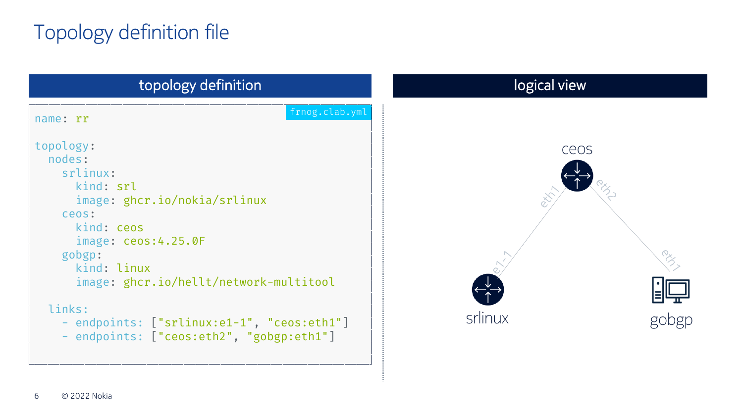# Topology definition file

## topology definition

frnog.clab.yml

```yaml
name: rr

topology:
  nodes:
    srlinux:
      kind: srl
      image: ghcr.io/nokia/srlinux
    ceos:
      kind: ceos
      image: ceos:4.25.0F
    gobgp:
      kind: linux
      image: ghcr.io/hellt/network-multitool

  links:
    - endpoints: ["srlinux:e1-1", "ceos:eth1"]
    - endpoints: ["ceos:eth2", "gobgp:eth1"]
```

## logical view

ceos

eth1

eth2

e1-1

eth1

srlinux

gobgp

© 2022 Nokia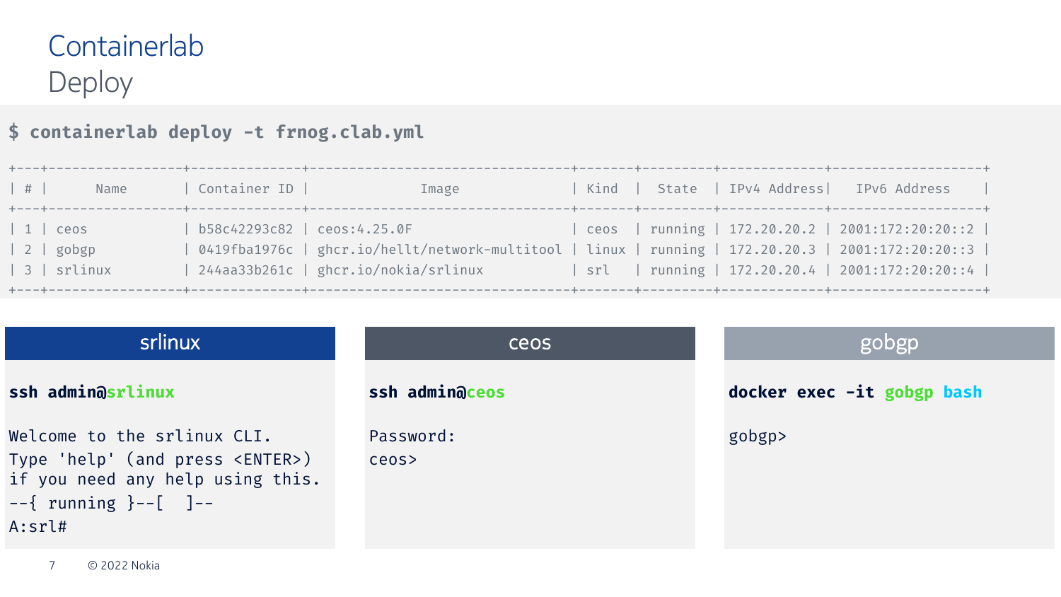# Containerlab

## Deploy

```
$ containerlab deploy -t frnog.clab.yml

+---+-----------------+--------------+---------------------------------+-------+---------+-------------+-------------------+
| # |      Name       | Container ID |              Image              | Kind  |  State  | IPv4 Address|   IPv6 Address    |
+---+-----------------+--------------+---------------------------------+-------+---------+-------------+-------------------+
| 1 | ceos            | b58c42293c82 | ceos:4.25.0F                    | ceos  | running | 172.20.20.2 | 2001:172:20:20::2 |
| 2 | gobgp           | 0419fba1976c | ghcr.io/hellt/network-multitool | linux | running | 172.20.20.3 | 2001:172:20:20::3 |
| 3 | srlinux         | 244aa33b261c | ghcr.io/nokia/srlinux           | srl   | running | 172.20.20.4 | 2001:172:20:20::4 |
+---+-----------------+--------------+---------------------------------+-------+---------+-------------+-------------------+
```

### srlinux

```
ssh admin@srlinux

Welcome to the srlinux CLI.
Type 'help' (and press <ENTER>)
if you need any help using this.
--{ running }--[  ]--
A:srl#
```

### ceos

```
ssh admin@ceos

Password:
ceos>
```

### gobgp

```
docker exec -it gobgp bash

gobgp>
```

© 2022 Nokia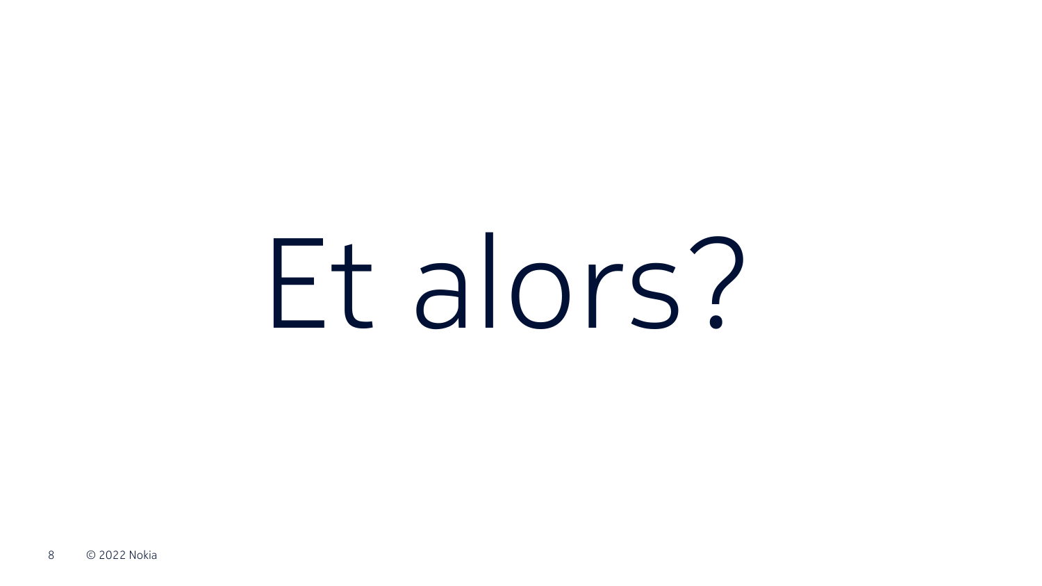# Et alors?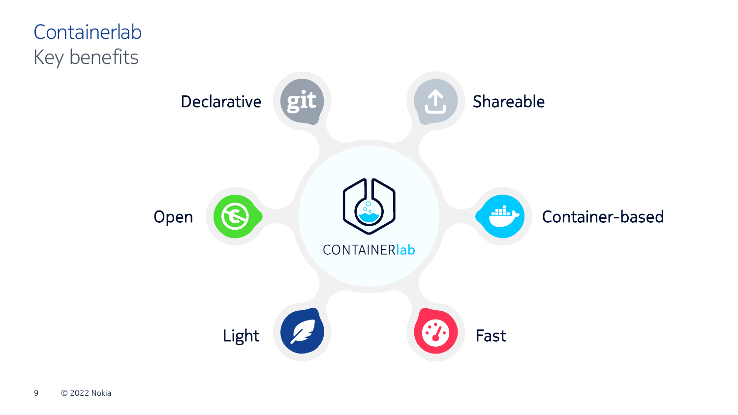# Containerlab

## Key benefits

- Declarative
- Shareable
- Open
- Container-based
- Light
- Fast

CONTAINERlab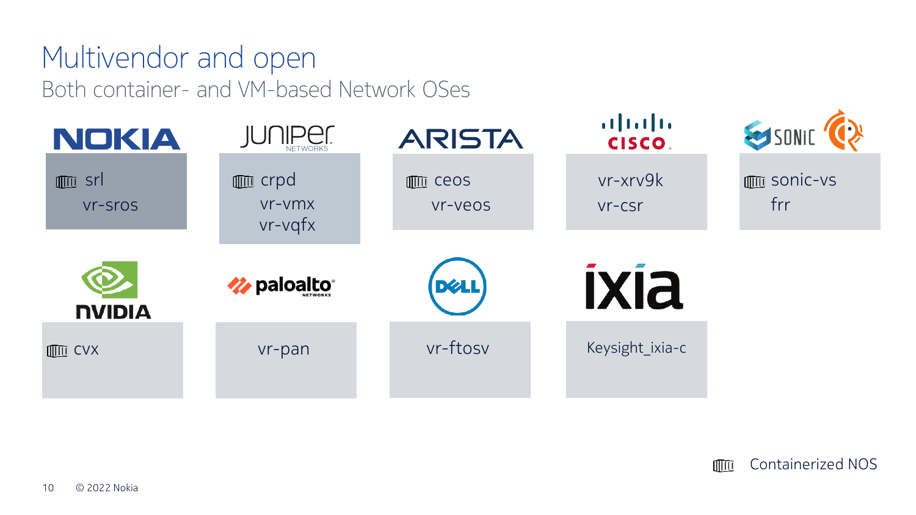# Multivendor and open

## Both container- and VM-based Network OSes

| Vendor | Network OSes |
| --- | --- |
| NOKIA | srl (containerized), vr-sros |
| Juniper Networks | crpd (containerized), vr-vmx, vr-vqfx |
| ARISTA | ceos (containerized), vr-veos |
| Cisco | vr-xrv9k, vr-csr |
| SONiC | sonic-vs (containerized), frr |
| NVIDIA | cvx (containerized) |
| paloalto Networks | vr-pan |
| DELL | vr-ftosv |
| ixia | Keysight_ixia-c |

Containerized NOS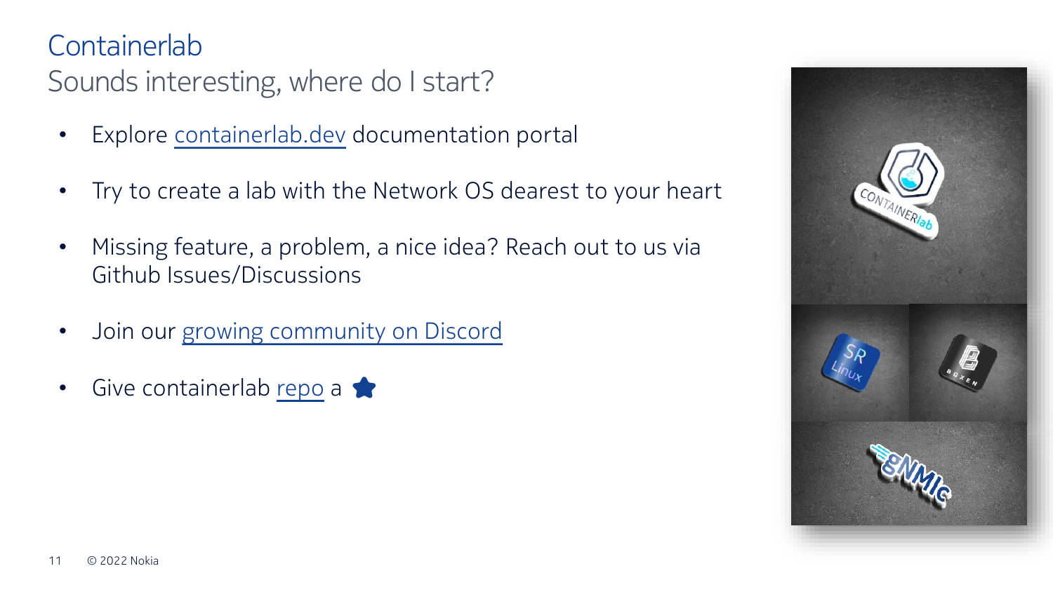# Containerlab

## Sounds interesting, where do I start?

- Explore containerlab.dev documentation portal
- Try to create a lab with the Network OS dearest to your heart
- Missing feature, a problem, a nice idea? Reach out to us via Github Issues/Discussions
- Join our growing community on Discord
- Give containerlab repo a ★

© 2022 Nokia